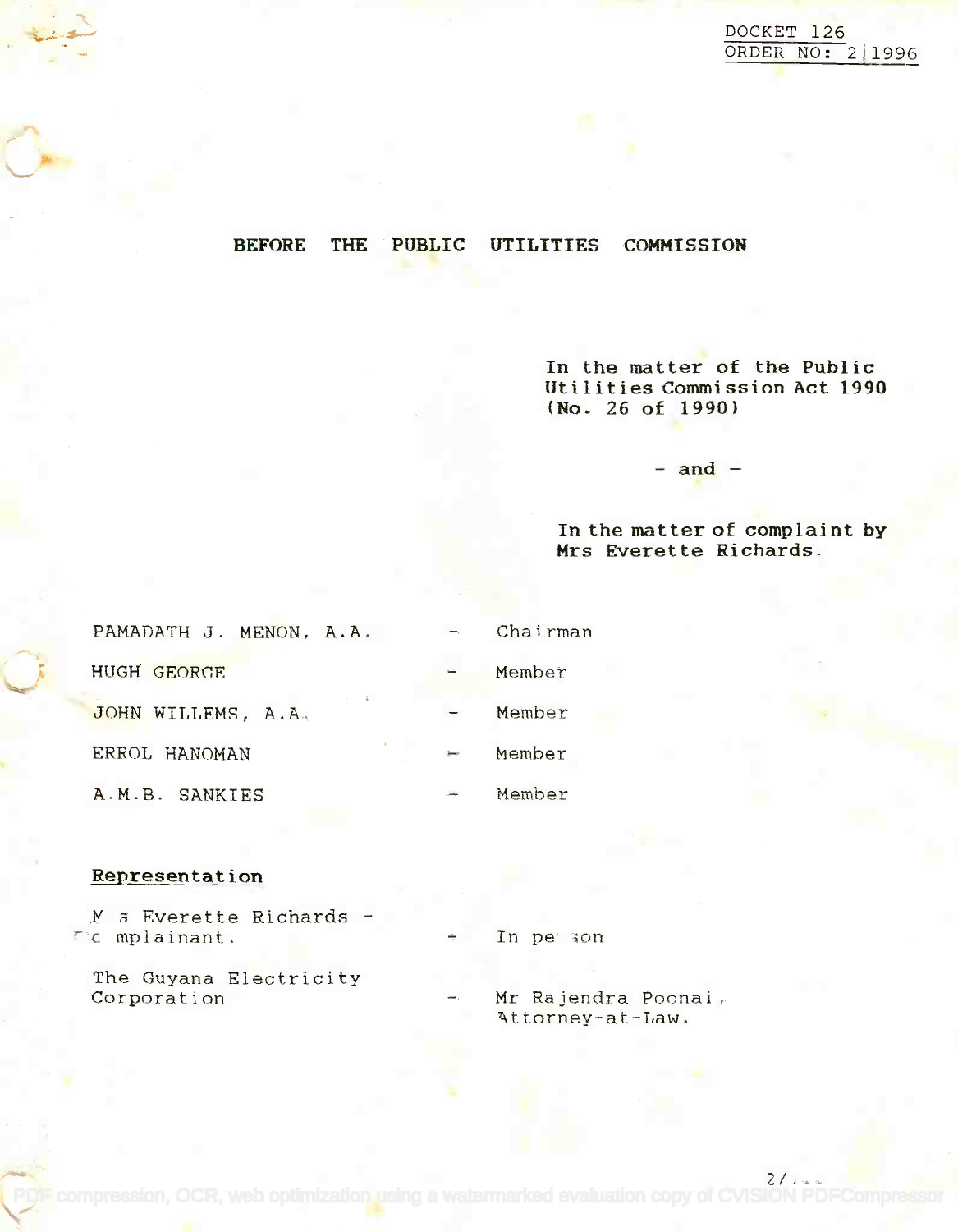DOCKET 126
ORDER NO: 2|1996

# BEFORE THE PUBLIC UTILITIES COMMISSION

In the matter of the Public Utilities Commission Act 1990 (No. 26 of 1990)

- and -

In the matter of complaint by Mrs Everette Richards.

| | | |
|---|---|---|
| PAMADATH J. MENON, A.A. | - | Chairman |
| HUGH GEORGE | - | Member |
| JOHN WILLEMS, A.A. | - | Member |
| ERROL HANOMAN | - | Member |
| A.M.B. SANKIES | - | Member |

**Representation**

| | | |
|---|---|---|
| Mrs Everette Richards - Complainant. | - | In person |
| The Guyana Electricity Corporation | - | Mr Rajendra Poonai, Attorney-at-Law. |

2/...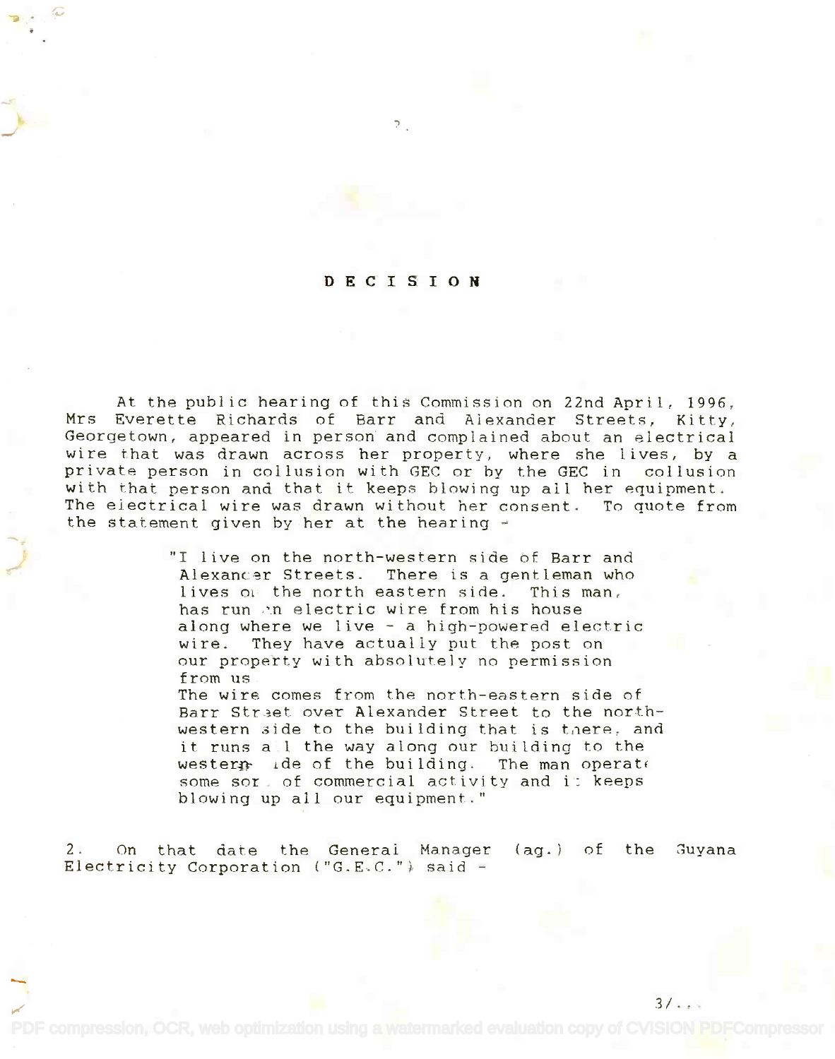# D E C I S I O N

At the public hearing of this Commission on 22nd April, 1996, Mrs Everette Richards of Barr and Alexander Streets, Kitty, Georgetown, appeared in person and complained about an electrical wire that was drawn across her property, where she lives, by a private person in collusion with GEC or by the GEC in collusion with that person and that it keeps blowing up all her equipment. The electrical wire was drawn without her consent. To quote from the statement given by her at the hearing -

> "I live on the north-western side of Barr and Alexander Streets. There is a gentleman who lives on the north eastern side. This man, has run an electric wire from his house along where we live - a high-powered electric wire. They have actually put the post on our property with absolutely no permission from us.
> The wire comes from the north-eastern side of Barr Street over Alexander Street to the north-western side to the building that is there, and it runs all the way along our building to the western side of the building. The man operate some sort of commercial activity and it keeps blowing up all our equipment."

2. On that date the General Manager (ag.) of the Guyana Electricity Corporation ("G.E.C.") said -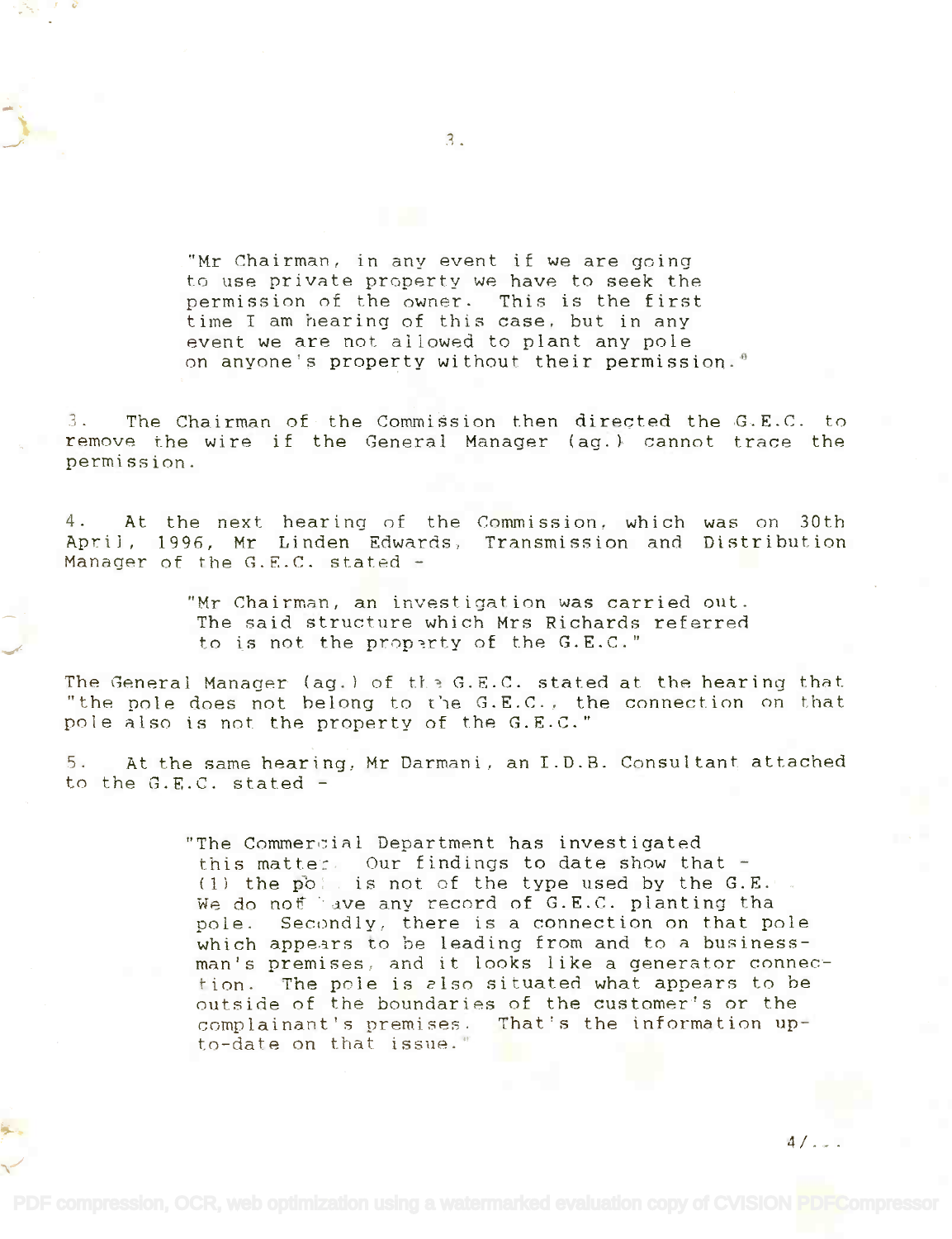"Mr Chairman, in any event if we are going to use private property we have to seek the permission of the owner. This is the first time I am hearing of this case, but in any event we are not allowed to plant any pole on anyone's property without their permission."

3. The Chairman of the Commission then directed the G.E.C. to remove the wire if the General Manager (ag.) cannot trace the permission.

4. At the next hearing of the Commission, which was on 30th April, 1996, Mr Linden Edwards, Transmission and Distribution Manager of the G.E.C. stated -

> "Mr Chairman, an investigation was carried out. The said structure which Mrs Richards referred to is not the property of the G.E.C."

The General Manager (ag.) of the G.E.C. stated at the hearing that "the pole does not belong to the G.E.C., the connection on that pole also is not the property of the G.E.C."

5. At the same hearing, Mr Darmani, an I.D.B. Consultant attached to the G.E.C. stated -

> "The Commercial Department has investigated this matter. Our findings to date show that - (1) the pole is not of the type used by the G.E. We do not have any record of G.E.C. planting that pole. Secondly, there is a connection on that pole which appears to be leading from and to a businessman's premises, and it looks like a generator connection. The pole is also situated what appears to be outside of the boundaries of the customer's or the complainant's premises. That's the information up-to-date on that issue."

4/...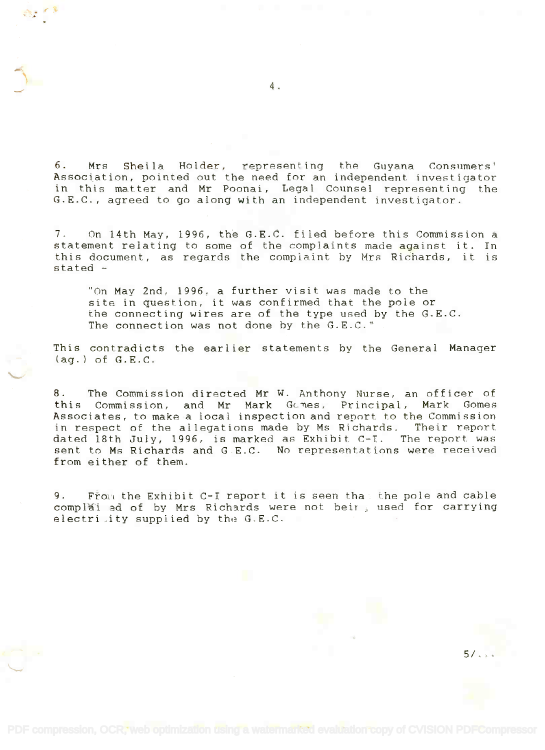6. Mrs Sheila Holder, representing the Guyana Consumers' Association, pointed out the need for an independent investigator in this matter and Mr Poonai, Legal Counsel representing the G.E.C., agreed to go along with an independent investigator.

7. On 14th May, 1996, the G.E.C. filed before this Commission a statement relating to some of the complaints made against it. In this document, as regards the complaint by Mrs Richards, it is stated -

> "On May 2nd, 1996, a further visit was made to the site in question, it was confirmed that the pole or the connecting wires are of the type used by the G.E.C. The connection was not done by the G.E.C."

This contradicts the earlier statements by the General Manager (ag.) of G.E.C.

8. The Commission directed Mr W. Anthony Nurse, an officer of this Commission, and Mr Mark Gomes, Principal, Mark Gomes Associates, to make a local inspection and report to the Commission in respect of the allegations made by Ms Richards. Their report dated 18th July, 1996, is marked as Exhibit C-I. The report was sent to Ms Richards and G.E.C. No representations were received from either of them.

9. From the Exhibit C-I report it is seen that the pole and cable complained of by Mrs Richards were not being used for carrying electricity supplied by the G.E.C.

5/...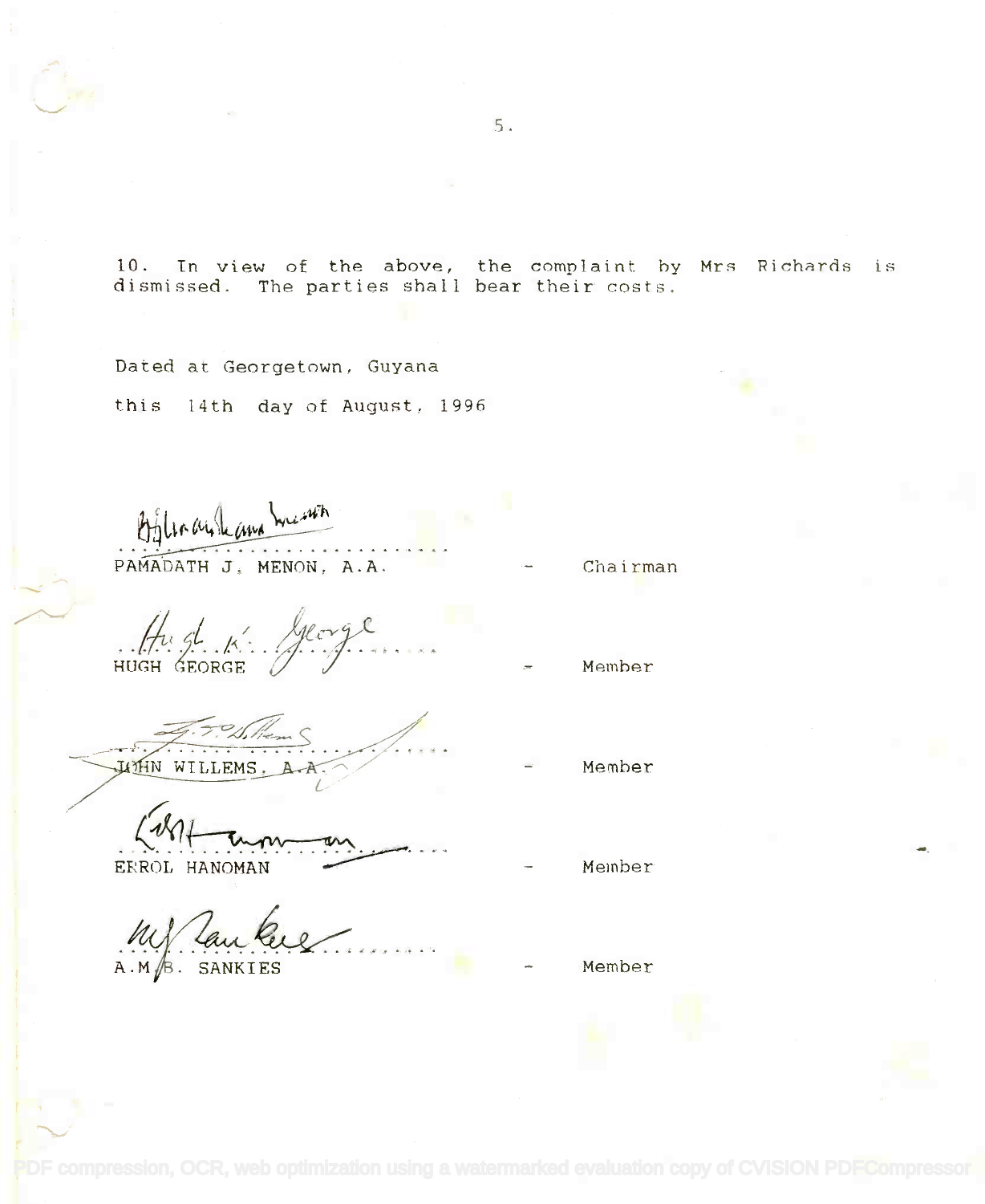10. In view of the above, the complaint by Mrs Richards is dismissed. The parties shall bear their costs.

Dated at Georgetown, Guyana

this 14th day of August, 1996

............................................
PAMADATH J. MENON, A.A. - Chairman

............................................
HUGH GEORGE - Member

............................................
JOHN WILLEMS, A.A. - Member

............................................
ERROL HANOMAN - Member

............................................
A.M.B. SANKIES - Member